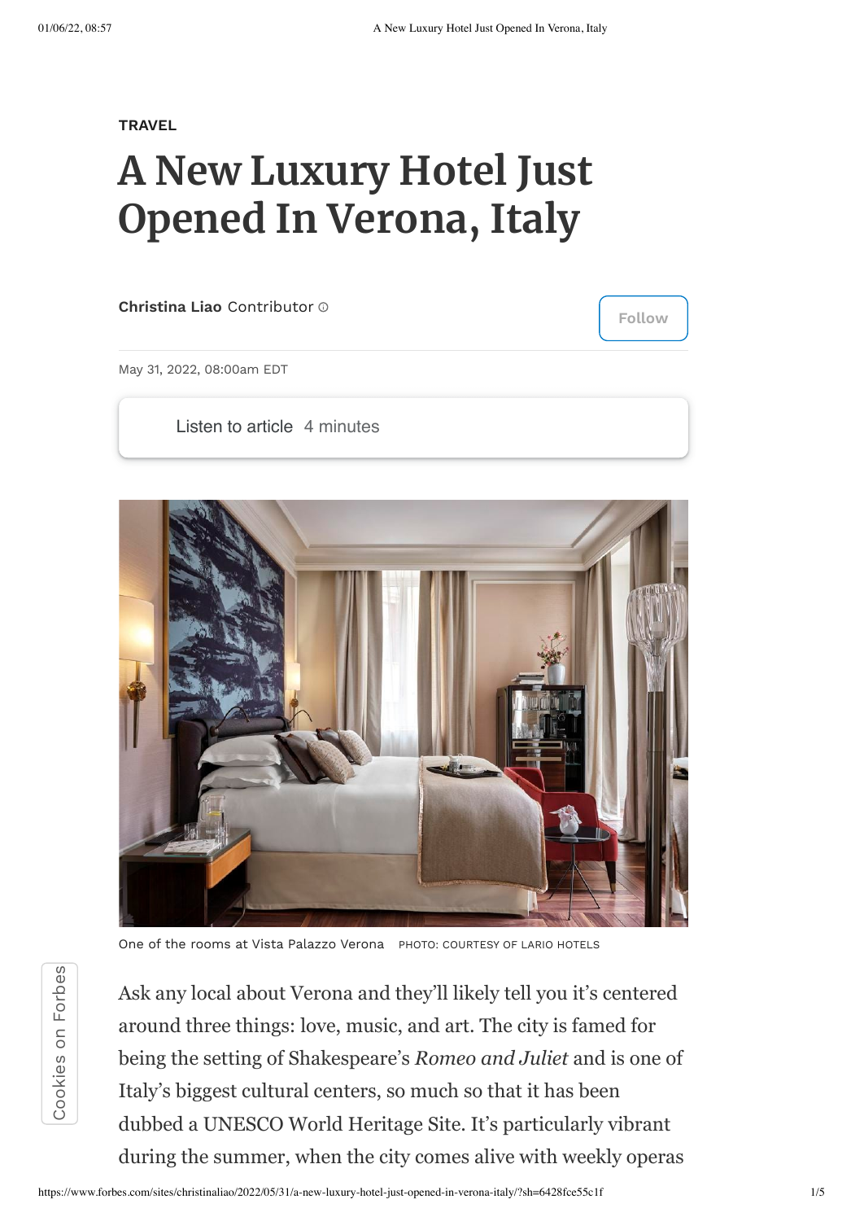TRAVEL

# A New Luxury Hotel Just Opened In Verona, Italy

**Christina Liao** Contributor

Follow

May 31, 2022, 08:00am EDT

Listen to article 4 minutes

One of the rooms at Vista Palazzo Verona PHOTO: COURTESY OF LARIO HOTELS

Ask any local about Verona and they'll likely tell you it's centered around three things: love, music, and art. The city is famed for being the setting of Shakespeare's *Romeo and Juliet* and is one of Italy's biggest cultural centers, so much so that it has been dubbed a UNESCO World Heritage Site. It's particularly vibrant during the summer, when the city comes alive with weekly operas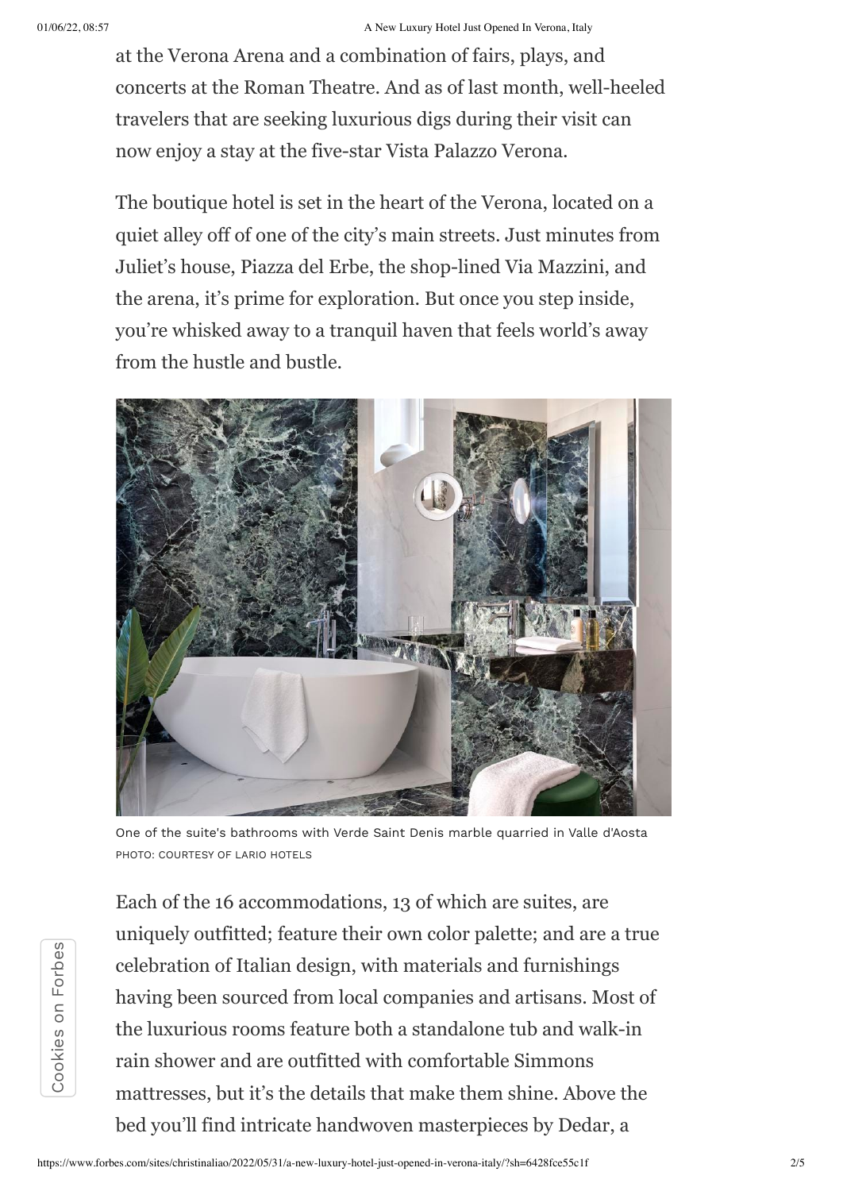at the Verona Arena and a combination of fairs, plays, and concerts at the Roman Theatre. And as of last month, well-heeled travelers that are seeking luxurious digs during their visit can now enjoy a stay at the five-star Vista Palazzo Verona.

The boutique hotel is set in the heart of the Verona, located on a quiet alley off of one of the city's main streets. Just minutes from Juliet's house, Piazza del Erbe, the shop-lined Via Mazzini, and the arena, it's prime for exploration. But once you step inside, you're whisked away to a tranquil haven that feels world's away from the hustle and bustle.

One of the suite's bathrooms with Verde Saint Denis marble quarried in Valle d'Aosta
PHOTO: COURTESY OF LARIO HOTELS

Each of the 16 accommodations, 13 of which are suites, are uniquely outfitted; feature their own color palette; and are a true celebration of Italian design, with materials and furnishings having been sourced from local companies and artisans. Most of the luxurious rooms feature both a standalone tub and walk-in rain shower and are outfitted with comfortable Simmons mattresses, but it's the details that make them shine. Above the bed you'll find intricate handwoven masterpieces by Dedar, a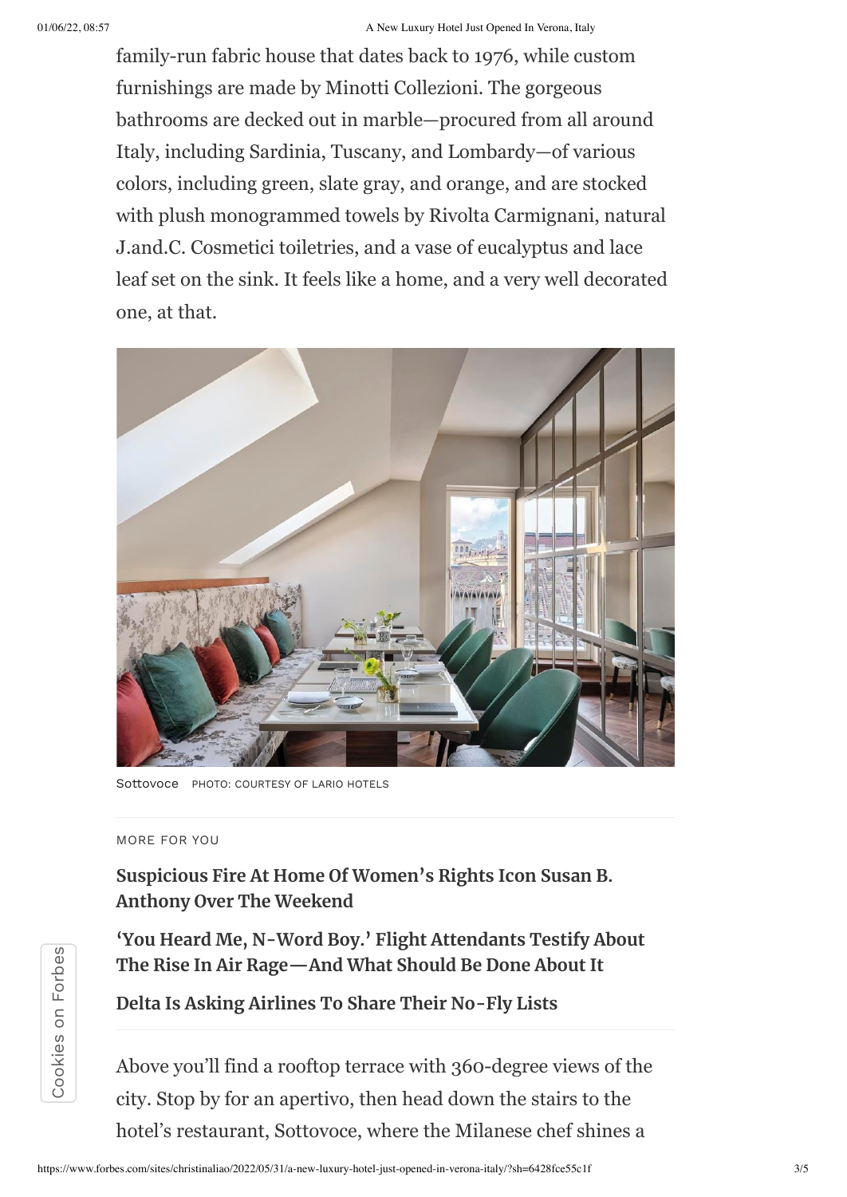family-run fabric house that dates back to 1976, while custom furnishings are made by Minotti Collezioni. The gorgeous bathrooms are decked out in marble—procured from all around Italy, including Sardinia, Tuscany, and Lombardy—of various colors, including green, slate gray, and orange, and are stocked with plush monogrammed towels by Rivolta Carmignani, natural J.and.C. Cosmetici toiletries, and a vase of eucalyptus and lace leaf set on the sink. It feels like a home, and a very well decorated one, at that.

Sottovoce PHOTO: COURTESY OF LARIO HOTELS

MORE FOR YOU

**Suspicious Fire At Home Of Women's Rights Icon Susan B. Anthony Over The Weekend**

**'You Heard Me, N-Word Boy.' Flight Attendants Testify About The Rise In Air Rage—And What Should Be Done About It**

**Delta Is Asking Airlines To Share Their No-Fly Lists**

Above you'll find a rooftop terrace with 360-degree views of the city. Stop by for an apertivo, then head down the stairs to the hotel's restaurant, Sottovoce, where the Milanese chef shines a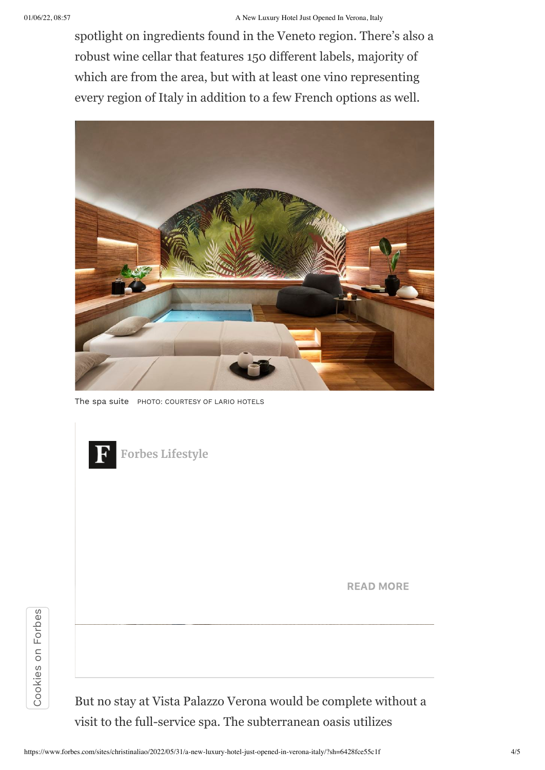spotlight on ingredients found in the Veneto region. There's also a robust wine cellar that features 150 different labels, majority of which are from the area, but with at least one vino representing every region of Italy in addition to a few French options as well.

The spa suite PHOTO: COURTESY OF LARIO HOTELS

Forbes Lifestyle

READ MORE

But no stay at Vista Palazzo Verona would be complete without a visit to the full-service spa. The subterranean oasis utilizes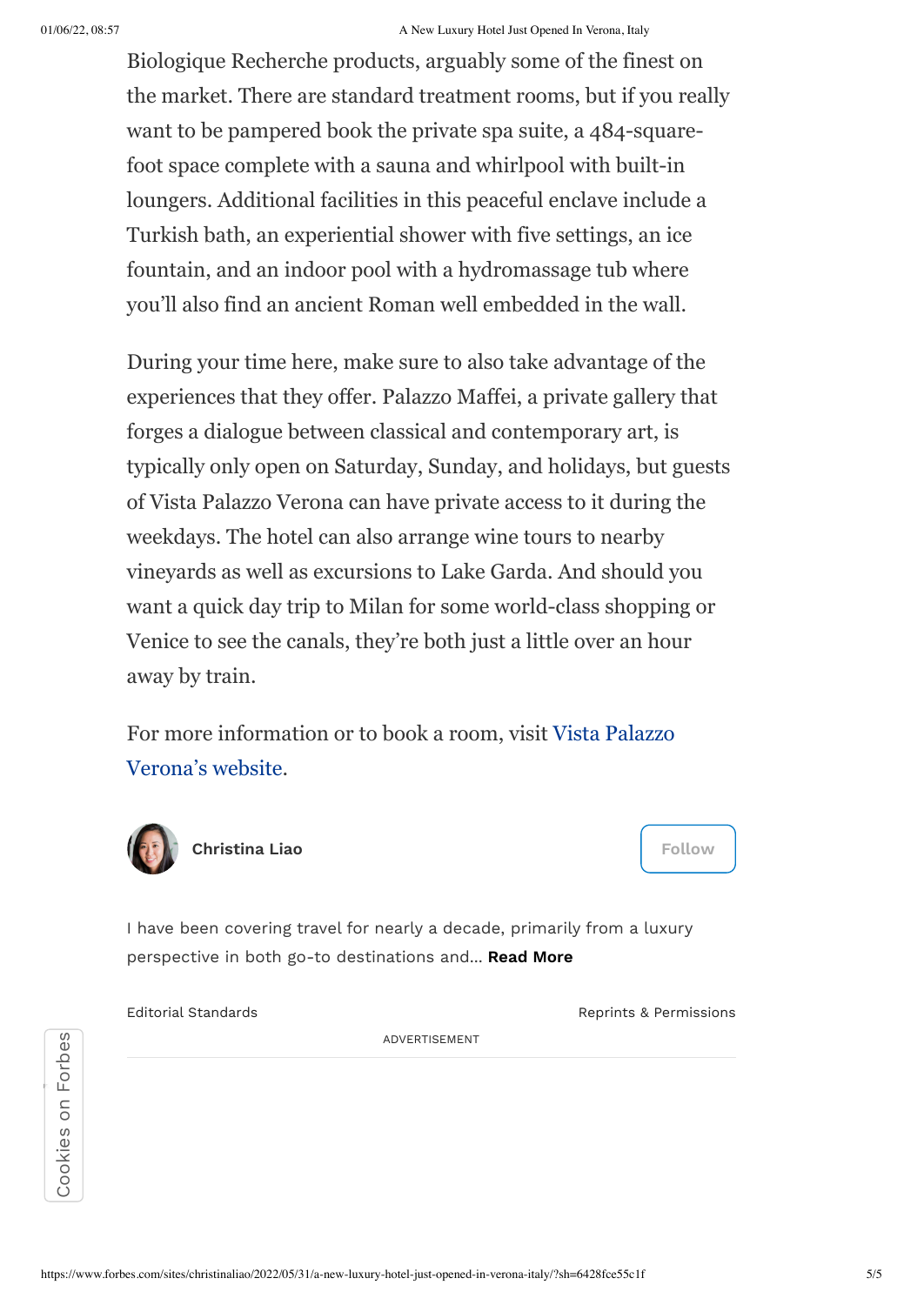Biologique Recherche products, arguably some of the finest on the market. There are standard treatment rooms, but if you really want to be pampered book the private spa suite, a 484-square-foot space complete with a sauna and whirlpool with built-in loungers. Additional facilities in this peaceful enclave include a Turkish bath, an experiential shower with five settings, an ice fountain, and an indoor pool with a hydromassage tub where you'll also find an ancient Roman well embedded in the wall.

During your time here, make sure to also take advantage of the experiences that they offer. Palazzo Maffei, a private gallery that forges a dialogue between classical and contemporary art, is typically only open on Saturday, Sunday, and holidays, but guests of Vista Palazzo Verona can have private access to it during the weekdays. The hotel can also arrange wine tours to nearby vineyards as well as excursions to Lake Garda. And should you want a quick day trip to Milan for some world-class shopping or Venice to see the canals, they're both just a little over an hour away by train.

For more information or to book a room, visit Vista Palazzo Verona's website.

**Christina Liao**

Follow

I have been covering travel for nearly a decade, primarily from a luxury perspective in both go-to destinations and... **Read More**

Editorial Standards

Reprints & Permissions

ADVERTISEMENT

Cookies on Forbes